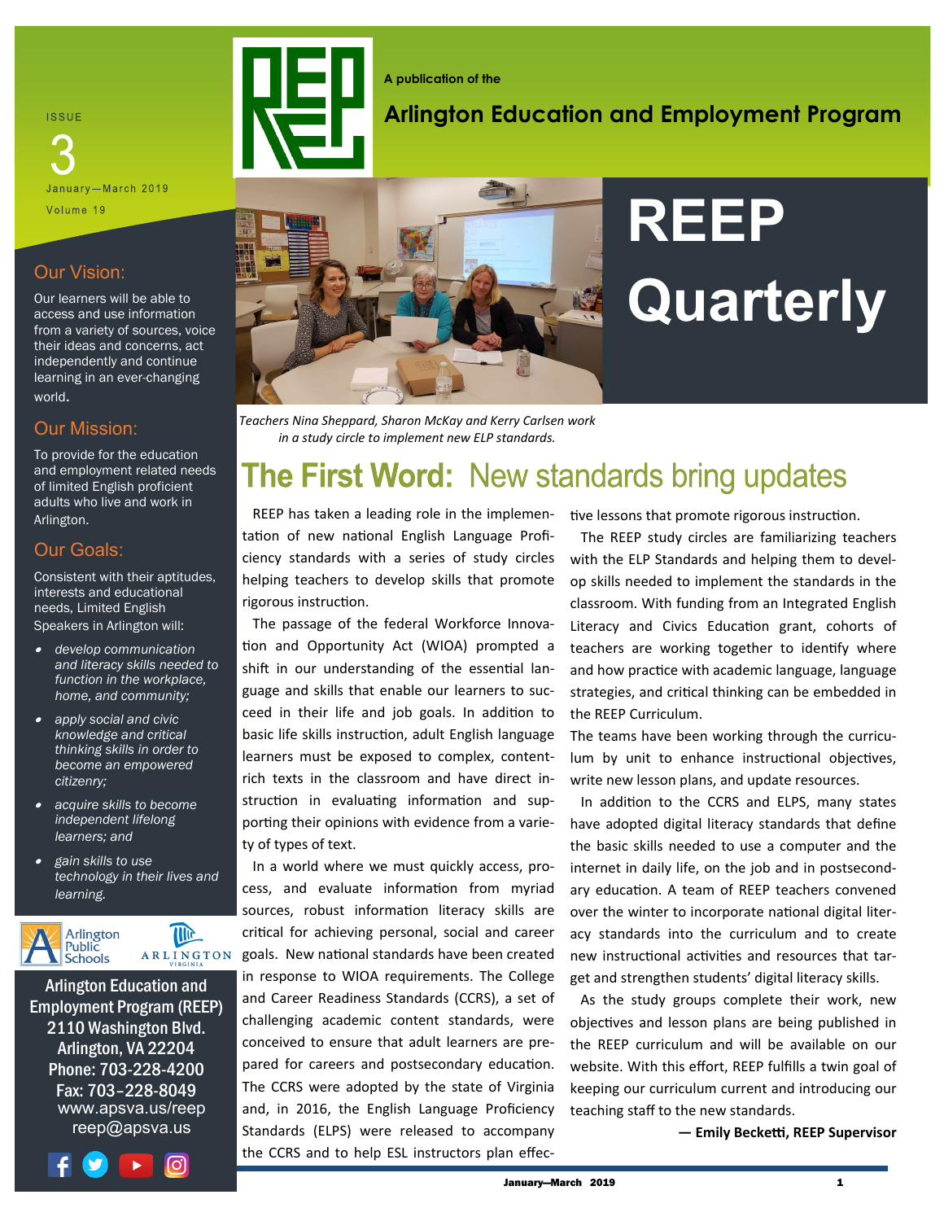ISSUE 3

January—March 2019

Volume 19

A publication of the

**Arlington Education and Employment Program**

# REEP Quarterly

## Our Vision:

Our learners will be able to access and use information from a variety of sources, voice their ideas and concerns, act independently and continue learning in an ever-changing world.

## Our Mission:

To provide for the education and employment related needs of limited English proficient adults who live and work in Arlington.

## Our Goals:

Consistent with their aptitudes, interests and educational needs, Limited English Speakers in Arlington will:

- *develop communication and literacy skills needed to function in the workplace, home, and community;*
- *apply social and civic knowledge and critical thinking skills in order to become an empowered citizenry;*
- *acquire skills to become independent lifelong learners; and*
- *gain skills to use technology in their lives and learning.*

Arlington Public Schools

ARLINGTON VIRGINIA

**Arlington Education and Employment Program (REEP)**
**2110 Washington Blvd.**
**Arlington, VA 22204**
**Phone: 703-228-4200**
**Fax: 703–228-8049**
www.apsva.us/reep
reep@apsva.us

*Teachers Nina Sheppard, Sharon McKay and Kerry Carlsen work in a study circle to implement new ELP standards.*

## The First Word: New standards bring updates

REEP has taken a leading role in the implementation of new national English Language Proficiency standards with a series of study circles helping teachers to develop skills that promote rigorous instruction.

The passage of the federal Workforce Innovation and Opportunity Act (WIOA) prompted a shift in our understanding of the essential language and skills that enable our learners to succeed in their life and job goals. In addition to basic life skills instruction, adult English language learners must be exposed to complex, content-rich texts in the classroom and have direct instruction in evaluating information and supporting their opinions with evidence from a variety of types of text.

In a world where we must quickly access, process, and evaluate information from myriad sources, robust information literacy skills are critical for achieving personal, social and career goals. New national standards have been created in response to WIOA requirements. The College and Career Readiness Standards (CCRS), a set of challenging academic content standards, were conceived to ensure that adult learners are prepared for careers and postsecondary education. The CCRS were adopted by the state of Virginia and, in 2016, the English Language Proficiency Standards (ELPS) were released to accompany the CCRS and to help ESL instructors plan effective lessons that promote rigorous instruction.

The REEP study circles are familiarizing teachers with the ELP Standards and helping them to develop skills needed to implement the standards in the classroom. With funding from an Integrated English Literacy and Civics Education grant, cohorts of teachers are working together to identify where and how practice with academic language, language strategies, and critical thinking can be embedded in the REEP Curriculum. The teams have been working through the curriculum by unit to enhance instructional objectives, write new lesson plans, and update resources.

In addition to the CCRS and ELPS, many states have adopted digital literacy standards that define the basic skills needed to use a computer and the internet in daily life, on the job and in postsecondary education. A team of REEP teachers convened over the winter to incorporate national digital literacy standards into the curriculum and to create new instructional activities and resources that target and strengthen students' digital literacy skills.

As the study groups complete their work, new objectives and lesson plans are being published in the REEP curriculum and will be available on our website. With this effort, REEP fulfills a twin goal of keeping our curriculum current and introducing our teaching staff to the new standards.

**— Emily Becketti, REEP Supervisor**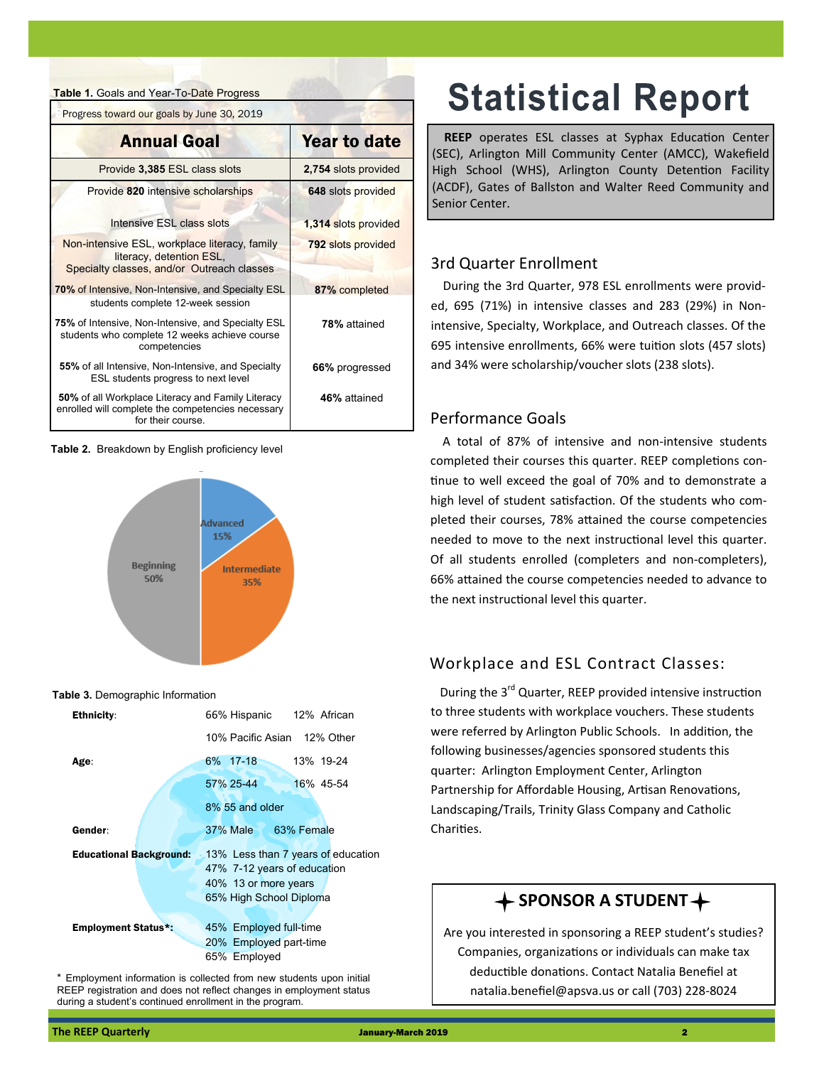# Statistical Report

**REEP** operates ESL classes at Syphax Education Center (SEC), Arlington Mill Community Center (AMCC), Wakefield High School (WHS), Arlington County Detention Facility (ACDF), Gates of Ballston and Walter Reed Community and Senior Center.

**Table 1.** Goals and Year-To-Date Progress

Progress toward our goals by June 30, 2019

| Annual Goal | Year to date |
|---|---|
| Provide **3,385** ESL class slots | **2,754** slots provided |
| Provide **820** intensive scholarships | **648** slots provided |
| Intensive ESL class slots | **1,314** slots provided |
| Non-intensive ESL, workplace literacy, family literacy, detention ESL, Specialty classes, and/or Outreach classes | **792** slots provided |
| **70%** of Intensive, Non-Intensive, and Specialty ESL students complete 12-week session | **87%** completed |
| **75%** of Intensive, Non-Intensive, and Specialty ESL students who complete 12 weeks achieve course competencies | **78%** attained |
| **55%** of all Intensive, Non-Intensive, and Specialty ESL students progress to next level | **66%** progressed |
| **50%** of all Workplace Literacy and Family Literacy enrolled will complete the competencies necessary for their course. | **46%** attained |

**Table 2.** Breakdown by English proficiency level

| Level | Percentage |
|---|---|
| Advanced | 15% |
| Intermediate | 35% |
| Beginning | 50% |

**Table 3.** Demographic Information

| | |
|---|---|
| **Ethnicity**: | 66% Hispanic, 12% African, 10% Pacific Asian, 12% Other |
| **Age**: | 6% 17-18, 13% 19-24, 57% 25-44, 16% 45-54, 8% 55 and older |
| **Gender**: | 37% Male, 63% Female |
| **Educational Background:** | 13% Less than 7 years of education; 47% 7-12 years of education; 40% 13 or more years; 65% High School Diploma |
| **Employment Status*:** | 45% Employed full-time; 20% Employed part-time; 65% Employed |

* Employment information is collected from new students upon initial REEP registration and does not reflect changes in employment status during a student's continued enrollment in the program.

## 3rd Quarter Enrollment

During the 3rd Quarter, 978 ESL enrollments were provided, 695 (71%) in intensive classes and 283 (29%) in Non-intensive, Specialty, Workplace, and Outreach classes. Of the 695 intensive enrollments, 66% were tuition slots (457 slots) and 34% were scholarship/voucher slots (238 slots).

## Performance Goals

A total of 87% of intensive and non-intensive students completed their courses this quarter. REEP completions continue to well exceed the goal of 70% and to demonstrate a high level of student satisfaction. Of the students who completed their courses, 78% attained the course competencies needed to move to the next instructional level this quarter. Of all students enrolled (completers and non-completers), 66% attained the course competencies needed to advance to the next instructional level this quarter.

## Workplace and ESL Contract Classes:

During the 3rd Quarter, REEP provided intensive instruction to three students with workplace vouchers. These students were referred by Arlington Public Schools. In addition, the following businesses/agencies sponsored students this quarter: Arlington Employment Center, Arlington Partnership for Affordable Housing, Artisan Renovations, Landscaping/Trails, Trinity Glass Company and Catholic Charities.

### ✦ SPONSOR A STUDENT ✦

Are you interested in sponsoring a REEP student's studies? Companies, organizations or individuals can make tax deductible donations. Contact Natalia Benefiel at natalia.benefiel@apsva.us or call (703) 228-8024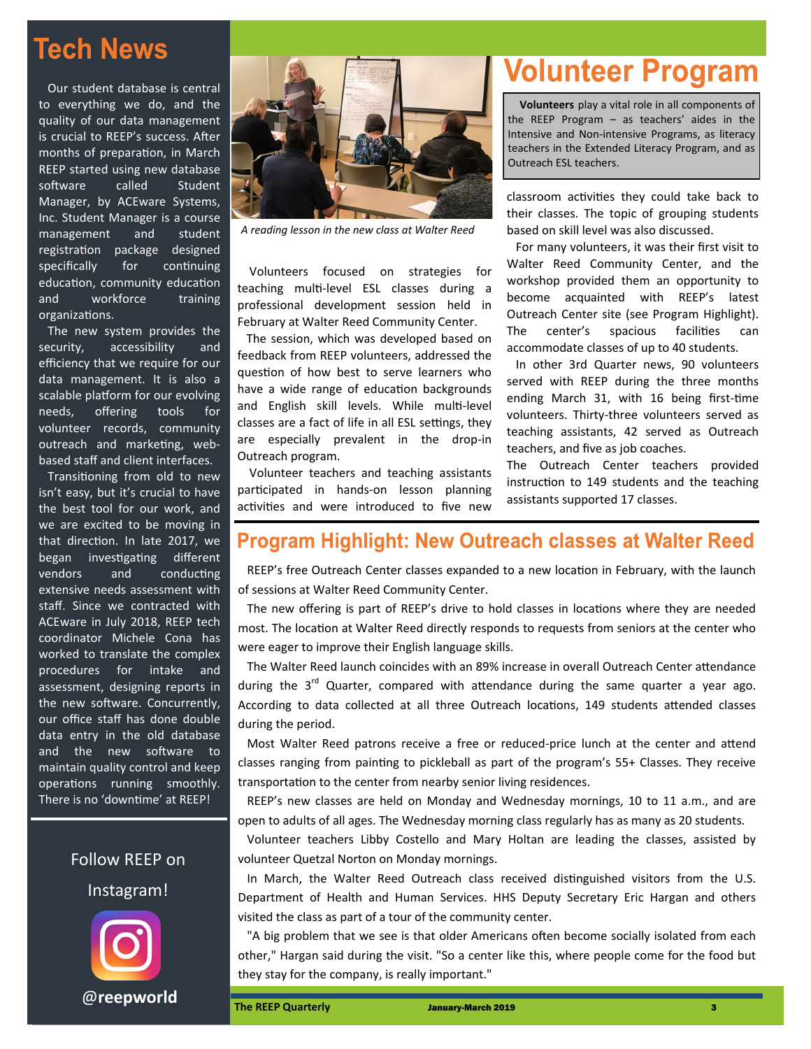## Tech News

Our student database is central to everything we do, and the quality of our data management is crucial to REEP's success. After months of preparation, in March REEP started using new database software called Student Manager, by ACEware Systems, Inc. Student Manager is a course management and student registration package designed specifically for continuing education, community education and workforce training organizations.

The new system provides the security, accessibility and efficiency that we require for our data management. It is also a scalable platform for our evolving needs, offering tools for volunteer records, community outreach and marketing, web-based staff and client interfaces.

Transitioning from old to new isn't easy, but it's crucial to have the best tool for our work, and we are excited to be moving in that direction. In late 2017, we began investigating different vendors and conducting extensive needs assessment with staff. Since we contracted with ACEware in July 2018, REEP tech coordinator Michele Cona has worked to translate the complex procedures for intake and assessment, designing reports in the new software. Concurrently, our office staff has done double data entry in the old database and the new software to maintain quality control and keep operations running smoothly. There is no 'downtime' at REEP!

Follow REEP on Instagram!

**@reepworld**

*A reading lesson in the new class at Walter Reed*

## Volunteer Program

**Volunteers** play a vital role in all components of the REEP Program – as teachers' aides in the Intensive and Non-intensive Programs, as literacy teachers in the Extended Literacy Program, and as Outreach ESL teachers.

Volunteers focused on strategies for teaching multi-level ESL classes during a professional development session held in February at Walter Reed Community Center.

The session, which was developed based on feedback from REEP volunteers, addressed the question of how best to serve learners who have a wide range of education backgrounds and English skill levels. While multi-level classes are a fact of life in all ESL settings, they are especially prevalent in the drop-in Outreach program.

Volunteer teachers and teaching assistants participated in hands-on lesson planning activities and were introduced to five new classroom activities they could take back to their classes. The topic of grouping students based on skill level was also discussed.

For many volunteers, it was their first visit to Walter Reed Community Center, and the workshop provided them an opportunity to become acquainted with REEP's latest Outreach Center site (see Program Highlight). The center's spacious facilities can accommodate classes of up to 40 students.

In other 3rd Quarter news, 90 volunteers served with REEP during the three months ending March 31, with 16 being first-time volunteers. Thirty-three volunteers served as teaching assistants, 42 served as Outreach teachers, and five as job coaches.

The Outreach Center teachers provided instruction to 149 students and the teaching assistants supported 17 classes.

## Program Highlight: New Outreach classes at Walter Reed

REEP's free Outreach Center classes expanded to a new location in February, with the launch of sessions at Walter Reed Community Center.

The new offering is part of REEP's drive to hold classes in locations where they are needed most. The location at Walter Reed directly responds to requests from seniors at the center who were eager to improve their English language skills.

The Walter Reed launch coincides with an 89% increase in overall Outreach Center attendance during the 3rd Quarter, compared with attendance during the same quarter a year ago. According to data collected at all three Outreach locations, 149 students attended classes during the period.

Most Walter Reed patrons receive a free or reduced-price lunch at the center and attend classes ranging from painting to pickleball as part of the program's 55+ Classes. They receive transportation to the center from nearby senior living residences.

REEP's new classes are held on Monday and Wednesday mornings, 10 to 11 a.m., and are open to adults of all ages. The Wednesday morning class regularly has as many as 20 students.

Volunteer teachers Libby Costello and Mary Holtan are leading the classes, assisted by volunteer Quetzal Norton on Monday mornings.

In March, the Walter Reed Outreach class received distinguished visitors from the U.S. Department of Health and Human Services. HHS Deputy Secretary Eric Hargan and others visited the class as part of a tour of the community center.

"A big problem that we see is that older Americans often become socially isolated from each other," Hargan said during the visit. "So a center like this, where people come for the food but they stay for the company, is really important."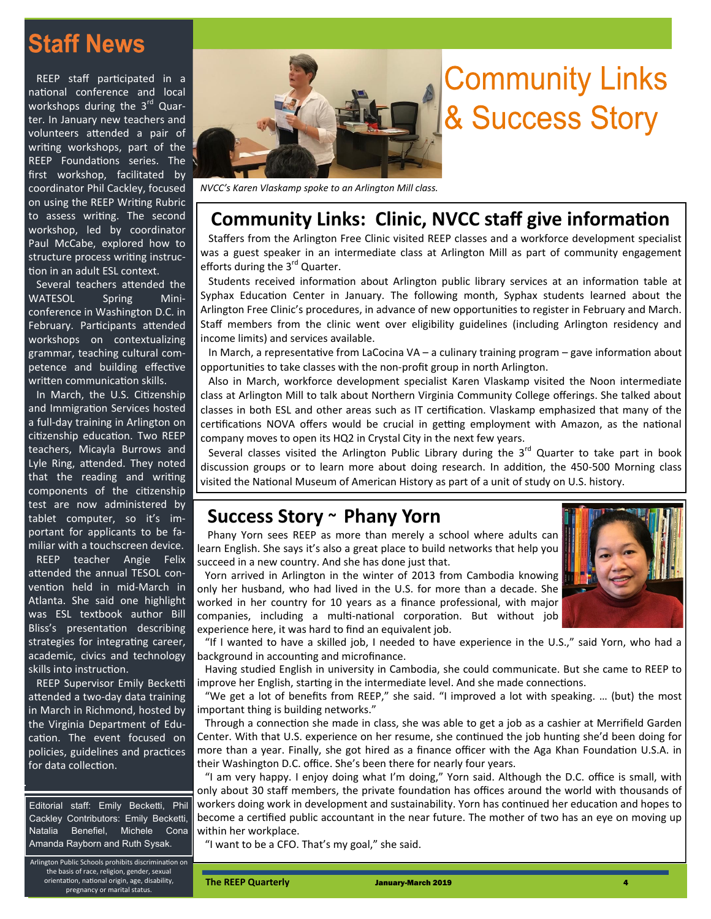# Staff News

REEP staff participated in a national conference and local workshops during the 3rd Quarter. In January new teachers and volunteers attended a pair of writing workshops, part of the REEP Foundations series. The first workshop, facilitated by coordinator Phil Cackley, focused on using the REEP Writing Rubric to assess writing. The second workshop, led by coordinator Paul McCabe, explored how to structure process writing instruction in an adult ESL context.

Several teachers attended the WATESOL Spring Mini-conference in Washington D.C. in February. Participants attended workshops on contextualizing grammar, teaching cultural competence and building effective written communication skills.

In March, the U.S. Citizenship and Immigration Services hosted a full-day training in Arlington on citizenship education. Two REEP teachers, Micayla Burrows and Lyle Ring, attended. They noted that the reading and writing components of the citizenship test are now administered by tablet computer, so it's important for applicants to be familiar with a touchscreen device.

REEP teacher Angie Felix attended the annual TESOL convention held in mid-March in Atlanta. She said one highlight was ESL textbook author Bill Bliss's presentation describing strategies for integrating career, academic, civics and technology skills into instruction.

REEP Supervisor Emily Becketti attended a two-day data training in March in Richmond, hosted by the Virginia Department of Education. The event focused on policies, guidelines and practices for data collection.

Editorial staff: Emily Becketti, Phil Cackley Contributors: Emily Becketti, Natalia Benefiel, Michele Cona Amanda Rayborn and Ruth Sysak.

Arlington Public Schools prohibits discrimination on the basis of race, religion, gender, sexual orientation, national origin, age, disability, pregnancy or marital status.

# Community Links & Success Story

*NVCC's Karen Vlaskamp spoke to an Arlington Mill class.*

## Community Links: Clinic, NVCC staff give information

Staffers from the Arlington Free Clinic visited REEP classes and a workforce development specialist was a guest speaker in an intermediate class at Arlington Mill as part of community engagement efforts during the 3rd Quarter.

Students received information about Arlington public library services at an information table at Syphax Education Center in January. The following month, Syphax students learned about the Arlington Free Clinic's procedures, in advance of new opportunities to register in February and March. Staff members from the clinic went over eligibility guidelines (including Arlington residency and income limits) and services available.

In March, a representative from LaCocina VA – a culinary training program – gave information about opportunities to take classes with the non-profit group in north Arlington.

Also in March, workforce development specialist Karen Vlaskamp visited the Noon intermediate class at Arlington Mill to talk about Northern Virginia Community College offerings. She talked about classes in both ESL and other areas such as IT certification. Vlaskamp emphasized that many of the certifications NOVA offers would be crucial in getting employment with Amazon, as the national company moves to open its HQ2 in Crystal City in the next few years.

Several classes visited the Arlington Public Library during the 3rd Quarter to take part in book discussion groups or to learn more about doing research. In addition, the 450-500 Morning class visited the National Museum of American History as part of a unit of study on U.S. history.

## Success Story ~ Phany Yorn

Phany Yorn sees REEP as more than merely a school where adults can learn English. She says it's also a great place to build networks that help you succeed in a new country. And she has done just that.

Yorn arrived in Arlington in the winter of 2013 from Cambodia knowing only her husband, who had lived in the U.S. for more than a decade. She worked in her country for 10 years as a finance professional, with major companies, including a multi-national corporation. But without job experience here, it was hard to find an equivalent job.

"If I wanted to have a skilled job, I needed to have experience in the U.S.," said Yorn, who had a background in accounting and microfinance.

Having studied English in university in Cambodia, she could communicate. But she came to REEP to improve her English, starting in the intermediate level. And she made connections.

"We get a lot of benefits from REEP," she said. "I improved a lot with speaking. … (but) the most important thing is building networks."

Through a connection she made in class, she was able to get a job as a cashier at Merrifield Garden Center. With that U.S. experience on her resume, she continued the job hunting she'd been doing for more than a year. Finally, she got hired as a finance officer with the Aga Khan Foundation U.S.A. in their Washington D.C. office. She's been there for nearly four years.

"I am very happy. I enjoy doing what I'm doing," Yorn said. Although the D.C. office is small, with only about 30 staff members, the private foundation has offices around the world with thousands of workers doing work in development and sustainability. Yorn has continued her education and hopes to become a certified public accountant in the near future. The mother of two has an eye on moving up within her workplace.

"I want to be a CFO. That's my goal," she said.